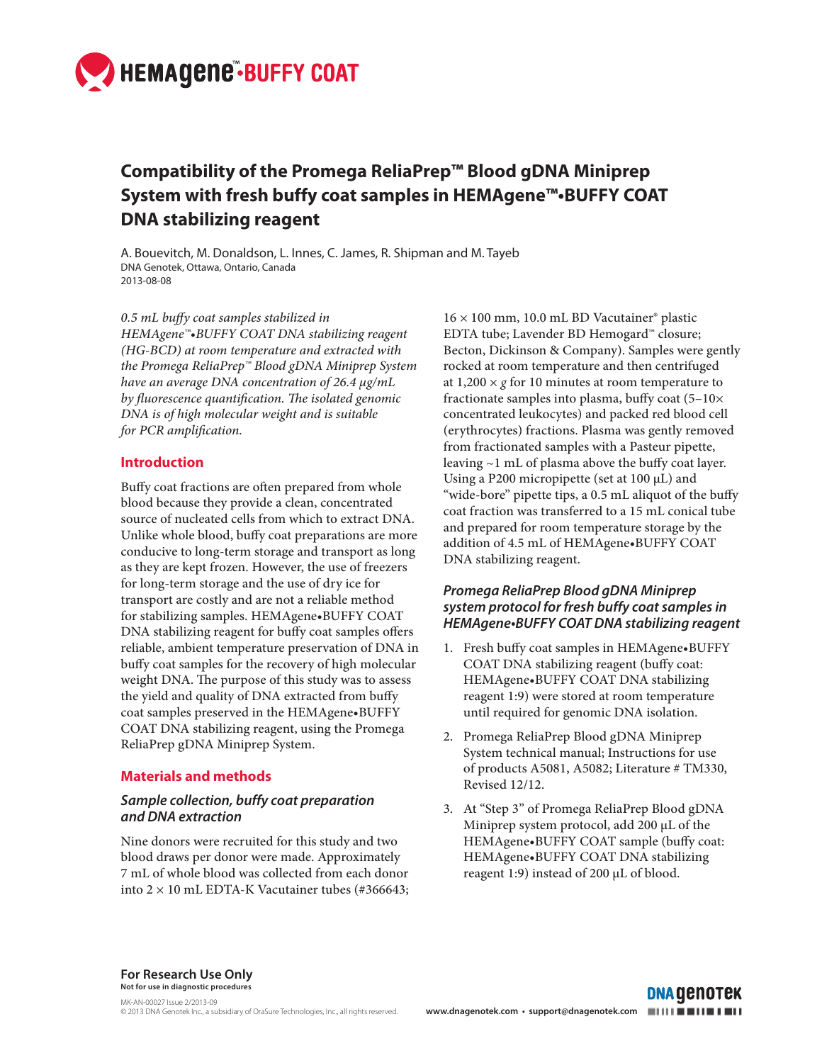HEMAgene™•BUFFY COAT

# Compatibility of the Promega ReliaPrep™ Blood gDNA Miniprep System with fresh buffy coat samples in HEMAgene™•BUFFY COAT DNA stabilizing reagent

A. Bouevitch, M. Donaldson, L. Innes, C. James, R. Shipman and M. Tayeb
DNA Genotek, Ottawa, Ontario, Canada
2013-08-08

*0.5 mL buffy coat samples stabilized in HEMAgene™•BUFFY COAT DNA stabilizing reagent (HG-BCD) at room temperature and extracted with the Promega ReliaPrep™ Blood gDNA Miniprep System have an average DNA concentration of 26.4 µg/mL by fluorescence quantification. The isolated genomic DNA is of high molecular weight and is suitable for PCR amplification.*

## Introduction

Buffy coat fractions are often prepared from whole blood because they provide a clean, concentrated source of nucleated cells from which to extract DNA. Unlike whole blood, buffy coat preparations are more conducive to long-term storage and transport as long as they are kept frozen. However, the use of freezers for long-term storage and the use of dry ice for transport are costly and are not a reliable method for stabilizing samples. HEMAgene•BUFFY COAT DNA stabilizing reagent for buffy coat samples offers reliable, ambient temperature preservation of DNA in buffy coat samples for the recovery of high molecular weight DNA. The purpose of this study was to assess the yield and quality of DNA extracted from buffy coat samples preserved in the HEMAgene•BUFFY COAT DNA stabilizing reagent, using the Promega ReliaPrep gDNA Miniprep System.

## Materials and methods

### Sample collection, buffy coat preparation and DNA extraction

Nine donors were recruited for this study and two blood draws per donor were made. Approximately 7 mL of whole blood was collected from each donor into 2 × 10 mL EDTA-K Vacutainer tubes (#366643; 16 × 100 mm, 10.0 mL BD Vacutainer® plastic EDTA tube; Lavender BD Hemogard™ closure; Becton, Dickinson & Company). Samples were gently rocked at room temperature and then centrifuged at 1,200 × *g* for 10 minutes at room temperature to fractionate samples into plasma, buffy coat (5–10× concentrated leukocytes) and packed red blood cell (erythrocytes) fractions. Plasma was gently removed from fractionated samples with a Pasteur pipette, leaving ~1 mL of plasma above the buffy coat layer. Using a P200 micropipette (set at 100 µL) and "wide-bore" pipette tips, a 0.5 mL aliquot of the buffy coat fraction was transferred to a 15 mL conical tube and prepared for room temperature storage by the addition of 4.5 mL of HEMAgene•BUFFY COAT DNA stabilizing reagent.

### *Promega ReliaPrep Blood gDNA Miniprep system protocol for fresh buffy coat samples in HEMAgene•BUFFY COAT DNA stabilizing reagent*

1. Fresh buffy coat samples in HEMAgene•BUFFY COAT DNA stabilizing reagent (buffy coat: HEMAgene•BUFFY COAT DNA stabilizing reagent 1:9) were stored at room temperature until required for genomic DNA isolation.
2. Promega ReliaPrep Blood gDNA Miniprep System technical manual; Instructions for use of products A5081, A5082; Literature # TM330, Revised 12/12.
3. At "Step 3" of Promega ReliaPrep Blood gDNA Miniprep system protocol, add 200 µL of the HEMAgene•BUFFY COAT sample (buffy coat: HEMAgene•BUFFY COAT DNA stabilizing reagent 1:9) instead of 200 µL of blood.

**For Research Use Only**
**Not for use in diagnostic procedures**

MK-AN-00027 Issue 2/2013-09
© 2013 DNA Genotek Inc., a subsidiary of OraSure Technologies, Inc., all rights reserved.

www.dnagenotek.com • support@dnagenotek.com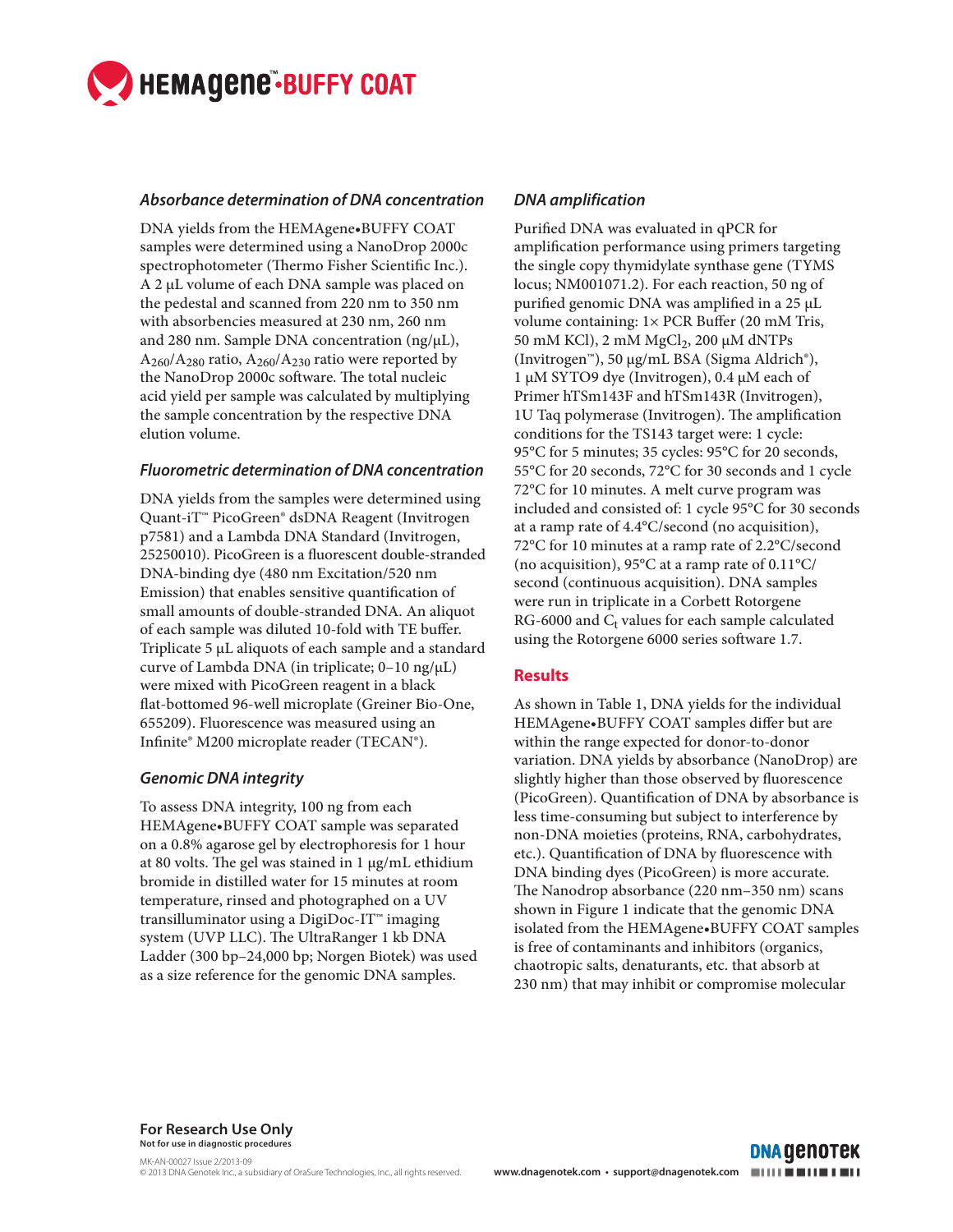### *Absorbance determination of DNA concentration*

DNA yields from the HEMAgene•BUFFY COAT samples were determined using a NanoDrop 2000c spectrophotometer (Thermo Fisher Scientific Inc.). A 2 µL volume of each DNA sample was placed on the pedestal and scanned from 220 nm to 350 nm with absorbencies measured at 230 nm, 260 nm and 280 nm. Sample DNA concentration (ng/µL), $A_{260}/A_{280}$ ratio, $A_{260}/A_{230}$ ratio were reported by the NanoDrop 2000c software. The total nucleic acid yield per sample was calculated by multiplying the sample concentration by the respective DNA elution volume.

### *Fluorometric determination of DNA concentration*

DNA yields from the samples were determined using Quant-iT™ PicoGreen® dsDNA Reagent (Invitrogen p7581) and a Lambda DNA Standard (Invitrogen, 25250010). PicoGreen is a fluorescent double-stranded DNA-binding dye (480 nm Excitation/520 nm Emission) that enables sensitive quantification of small amounts of double-stranded DNA. An aliquot of each sample was diluted 10-fold with TE buffer. Triplicate 5 µL aliquots of each sample and a standard curve of Lambda DNA (in triplicate; 0–10 ng/µL) were mixed with PicoGreen reagent in a black flat-bottomed 96-well microplate (Greiner Bio-One, 655209). Fluorescence was measured using an Infinite® M200 microplate reader (TECAN®).

### *Genomic DNA integrity*

To assess DNA integrity, 100 ng from each HEMAgene•BUFFY COAT sample was separated on a 0.8% agarose gel by electrophoresis for 1 hour at 80 volts. The gel was stained in 1 µg/mL ethidium bromide in distilled water for 15 minutes at room temperature, rinsed and photographed on a UV transilluminator using a DigiDoc-IT™ imaging system (UVP LLC). The UltraRanger 1 kb DNA Ladder (300 bp–24,000 bp; Norgen Biotek) was used as a size reference for the genomic DNA samples.

### *DNA amplification*

Purified DNA was evaluated in qPCR for amplification performance using primers targeting the single copy thymidylate synthase gene (TYMS locus; NM001071.2). For each reaction, 50 ng of purified genomic DNA was amplified in a 25 µL volume containing: 1× PCR Buffer (20 mM Tris, 50 mM KCl), 2 mM $MgCl_2$, 200 µM dNTPs (Invitrogen™), 50 µg/mL BSA (Sigma Aldrich®), 1 µM SYTO9 dye (Invitrogen), 0.4 µM each of Primer hTSm143F and hTSm143R (Invitrogen), 1U Taq polymerase (Invitrogen). The amplification conditions for the TS143 target were: 1 cycle: 95°C for 5 minutes; 35 cycles: 95°C for 20 seconds, 55°C for 20 seconds, 72°C for 30 seconds and 1 cycle 72°C for 10 minutes. A melt curve program was included and consisted of: 1 cycle 95°C for 30 seconds at a ramp rate of 4.4°C/second (no acquisition), 72°C for 10 minutes at a ramp rate of 2.2°C/second (no acquisition), 95°C at a ramp rate of 0.11°C/second (continuous acquisition). DNA samples were run in triplicate in a Corbett Rotorgene RG-6000 and $C_t$ values for each sample calculated using the Rotorgene 6000 series software 1.7.

## Results

As shown in Table 1, DNA yields for the individual HEMAgene•BUFFY COAT samples differ but are within the range expected for donor-to-donor variation. DNA yields by absorbance (NanoDrop) are slightly higher than those observed by fluorescence (PicoGreen). Quantification of DNA by absorbance is less time-consuming but subject to interference by non-DNA moieties (proteins, RNA, carbohydrates, etc.). Quantification of DNA by fluorescence with DNA binding dyes (PicoGreen) is more accurate. The Nanodrop absorbance (220 nm–350 nm) scans shown in Figure 1 indicate that the genomic DNA isolated from the HEMAgene•BUFFY COAT samples is free of contaminants and inhibitors (organics, chaotropic salts, denaturants, etc. that absorb at 230 nm) that may inhibit or compromise molecular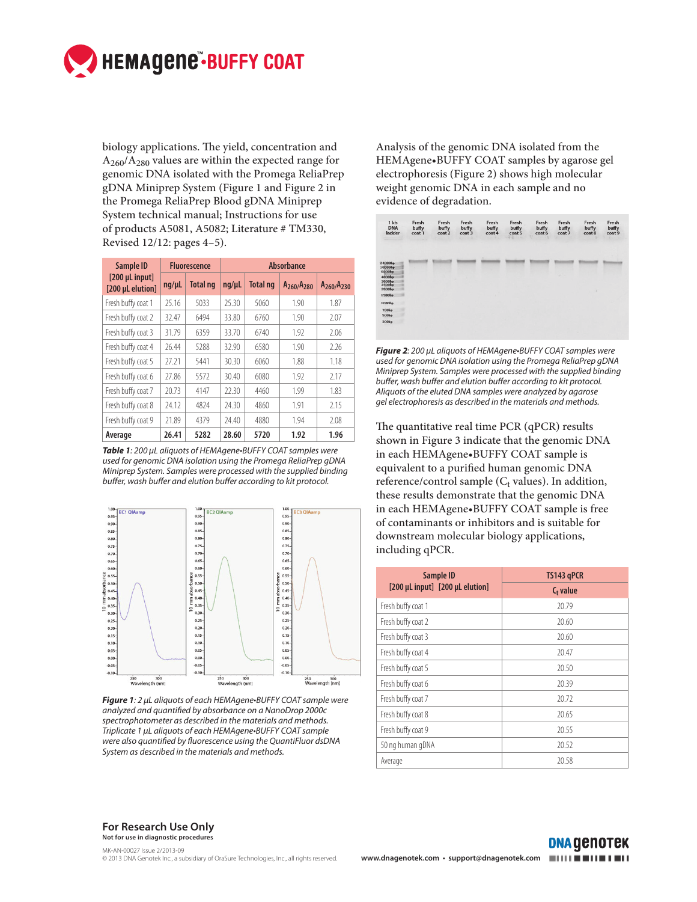biology applications. The yield, concentration and $A_{260}/A_{280}$ values are within the expected range for genomic DNA isolated with the Promega ReliaPrep gDNA Miniprep System (Figure 1 and Figure 2 in the Promega ReliaPrep Blood gDNA Miniprep System technical manual; Instructions for use of products A5081, A5082; Literature # TM330, Revised 12/12: pages 4–5).

| Sample ID [200 µL input] [200 µL elution] | Fluorescence | | Absorbance | | | |
|---|---|---|---|---|---|---|
| | ng/µL | Total ng | ng/µL | Total ng | $A_{260}/A_{280}$ | $A_{260}/A_{230}$ |
| Fresh buffy coat 1 | 25.16 | 5033 | 25.30 | 5060 | 1.90 | 1.87 |
| Fresh buffy coat 2 | 32.47 | 6494 | 33.80 | 6760 | 1.90 | 2.07 |
| Fresh buffy coat 3 | 31.79 | 6359 | 33.70 | 6740 | 1.92 | 2.06 |
| Fresh buffy coat 4 | 26.44 | 5288 | 32.90 | 6580 | 1.90 | 2.26 |
| Fresh buffy coat 5 | 27.21 | 5441 | 30.30 | 6060 | 1.88 | 1.18 |
| Fresh buffy coat 6 | 27.86 | 5572 | 30.40 | 6080 | 1.92 | 2.17 |
| Fresh buffy coat 7 | 20.73 | 4147 | 22.30 | 4460 | 1.99 | 1.83 |
| Fresh buffy coat 8 | 24.12 | 4824 | 24.30 | 4860 | 1.91 | 2.15 |
| Fresh buffy coat 9 | 21.89 | 4379 | 24.40 | 4880 | 1.94 | 2.08 |
| **Average** | **26.41** | **5282** | **28.60** | **5720** | **1.92** | **1.96** |

***Table 1**: 200 µL aliquots of HEMAgene•BUFFY COAT samples were used for genomic DNA isolation using the Promega ReliaPrep gDNA Miniprep System. Samples were processed with the supplied binding buffer, wash buffer and elution buffer according to kit protocol.*

***Figure 1**: 2 µL aliquots of each HEMAgene•BUFFY COAT sample were analyzed and quantified by absorbance on a NanoDrop 2000c spectrophotometer as described in the materials and methods. Triplicate 1 µL aliquots of each HEMAgene•BUFFY COAT sample were also quantified by fluorescence using the QuantiFluor dsDNA System as described in the materials and methods.*

Analysis of the genomic DNA isolated from the HEMAgene•BUFFY COAT samples by agarose gel electrophoresis (Figure 2) shows high molecular weight genomic DNA in each sample and no evidence of degradation.

***Figure 2**: 200 µL aliquots of HEMAgene•BUFFY COAT samples were used for genomic DNA isolation using the Promega ReliaPrep gDNA Miniprep System. Samples were processed with the supplied binding buffer, wash buffer and elution buffer according to kit protocol. Aliquots of the eluted DNA samples were analyzed by agarose gel electrophoresis as described in the materials and methods.*

The quantitative real time PCR (qPCR) results shown in Figure 3 indicate that the genomic DNA in each HEMAgene•BUFFY COAT sample is equivalent to a purified human genomic DNA reference/control sample ($C_t$ values). In addition, these results demonstrate that the genomic DNA in each HEMAgene•BUFFY COAT sample is free of contaminants or inhibitors and is suitable for downstream molecular biology applications, including qPCR.

| Sample ID [200 µL input] [200 µL elution] | TS143 qPCR $C_t$ value |
|---|---|
| Fresh buffy coat 1 | 20.79 |
| Fresh buffy coat 2 | 20.60 |
| Fresh buffy coat 3 | 20.60 |
| Fresh buffy coat 4 | 20.47 |
| Fresh buffy coat 5 | 20.50 |
| Fresh buffy coat 6 | 20.39 |
| Fresh buffy coat 7 | 20.72 |
| Fresh buffy coat 8 | 20.65 |
| Fresh buffy coat 9 | 20.55 |
| 50 ng human gDNA | 20.52 |
| Average | 20.58 |

**For Research Use Only**

**Not for use in diagnostic procedures**

MK-AN-00027 Issue 2/2013-09

© 2013 DNA Genotek Inc., a subsidiary of OraSure Technologies, Inc., all rights reserved.

www.dnagenotek.com • support@dnagenotek.com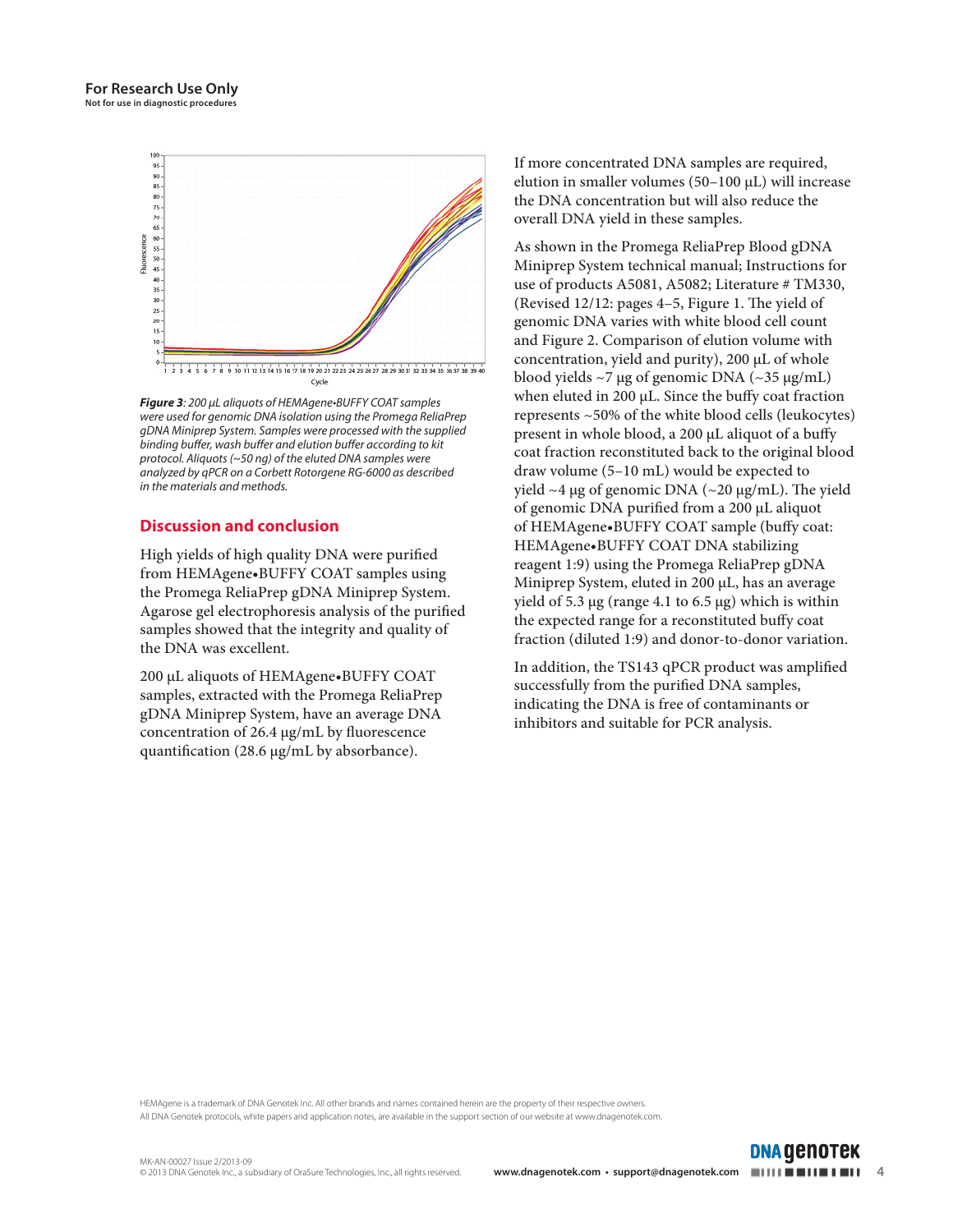**For Research Use Only**
**Not for use in diagnostic procedures**

100
95
90
85
80
75
70
65
60
55
50
45
40
35
30
25
20
15
10
5
0
Fluorescence
1 2 3 4 5 6 7 8 9 10 11 12 13 14 15 16 17 18 19 20 21 22 23 24 25 26 27 28 29 30 31 32 33 34 35 36 37 38 39 40
Cycle

***Figure 3****: 200 µL aliquots of HEMAgene•BUFFY COAT samples were used for genomic DNA isolation using the Promega ReliaPrep gDNA Miniprep System. Samples were processed with the supplied binding buffer, wash buffer and elution buffer according to kit protocol. Aliquots (~50 ng) of the eluted DNA samples were analyzed by qPCR on a Corbett Rotorgene RG-6000 as described in the materials and methods.*

## Discussion and conclusion

High yields of high quality DNA were purified from HEMAgene•BUFFY COAT samples using the Promega ReliaPrep gDNA Miniprep System. Agarose gel electrophoresis analysis of the purified samples showed that the integrity and quality of the DNA was excellent.

200 µL aliquots of HEMAgene•BUFFY COAT samples, extracted with the Promega ReliaPrep gDNA Miniprep System, have an average DNA concentration of 26.4 µg/mL by fluorescence quantification (28.6 µg/mL by absorbance).

If more concentrated DNA samples are required, elution in smaller volumes (50–100 µL) will increase the DNA concentration but will also reduce the overall DNA yield in these samples.

As shown in the Promega ReliaPrep Blood gDNA Miniprep System technical manual; Instructions for use of products A5081, A5082; Literature # TM330, (Revised 12/12: pages 4–5, Figure 1. The yield of genomic DNA varies with white blood cell count and Figure 2. Comparison of elution volume with concentration, yield and purity), 200 µL of whole blood yields ~7 µg of genomic DNA (~35 µg/mL) when eluted in 200 µL. Since the buffy coat fraction represents ~50% of the white blood cells (leukocytes) present in whole blood, a 200 µL aliquot of a buffy coat fraction reconstituted back to the original blood draw volume (5–10 mL) would be expected to yield ~4 µg of genomic DNA (~20 µg/mL). The yield of genomic DNA purified from a 200 µL aliquot of HEMAgene•BUFFY COAT sample (buffy coat: HEMAgene•BUFFY COAT DNA stabilizing reagent 1:9) using the Promega ReliaPrep gDNA Miniprep System, eluted in 200 µL, has an average yield of 5.3 µg (range 4.1 to 6.5 µg) which is within the expected range for a reconstituted buffy coat fraction (diluted 1:9) and donor-to-donor variation.

In addition, the TS143 qPCR product was amplified successfully from the purified DNA samples, indicating the DNA is free of contaminants or inhibitors and suitable for PCR analysis.

HEMAgene is a trademark of DNA Genotek Inc. All other brands and names contained herein are the property of their respective owners.
All DNA Genotek protocols, white papers and application notes, are available in the support section of our website at www.dnagenotek.com.

MK-AN-00027 Issue 2/2013-09
© 2013 DNA Genotek Inc., a subsidiary of OraSure Technologies, Inc., all rights reserved.

**www.dnagenotek.com • support@dnagenotek.com**